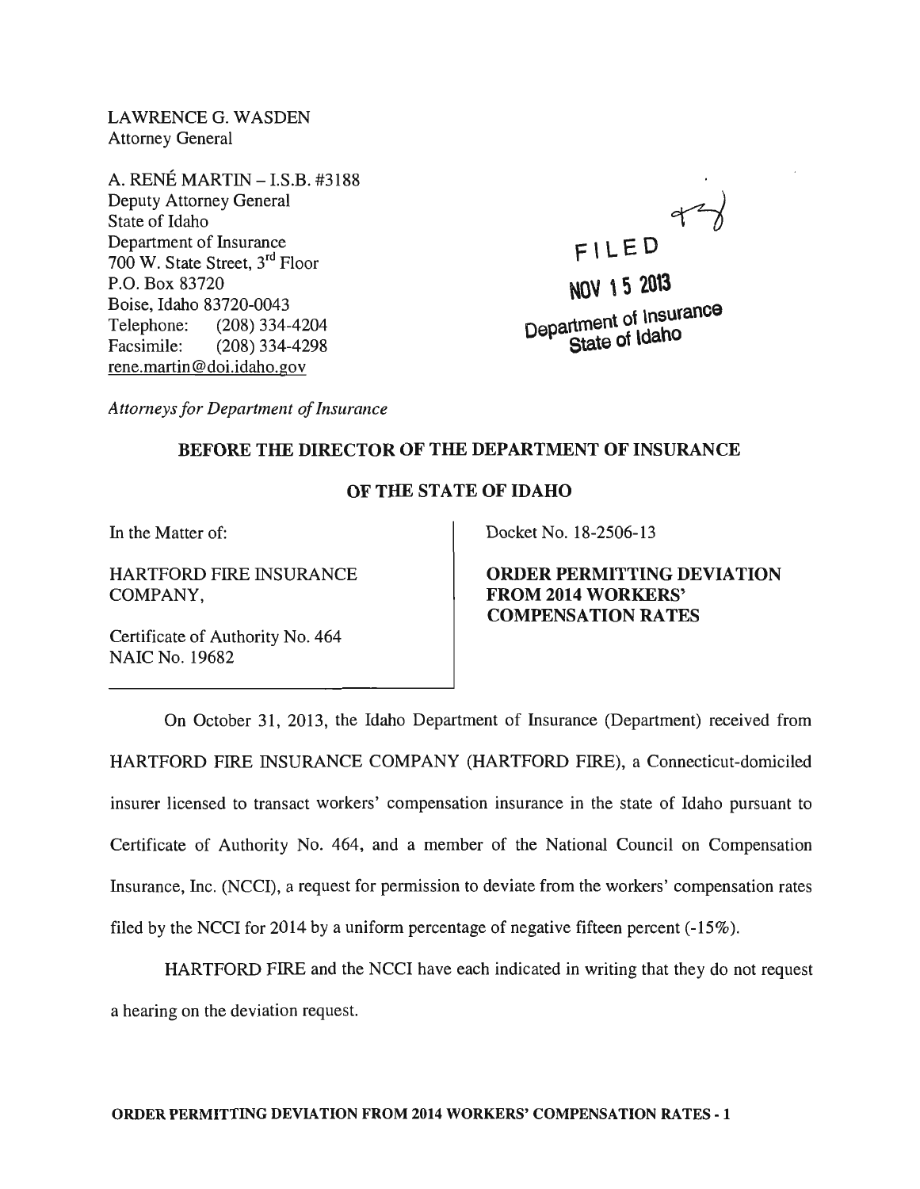LAWRENCE G. WASDEN
Attorney General

A. RENÉ MARTIN – I.S.B. #3188
Deputy Attorney General
State of Idaho
Department of Insurance
700 W. State Street, 3rd Floor
P.O. Box 83720
Boise, Idaho 83720-0043
Telephone: (208) 334-4204
Facsimile: (208) 334-4298
rene.martin@doi.idaho.gov

FILED
NOV 15 2013
Department of Insurance
State of Idaho

*Attorneys for Department of Insurance*

**BEFORE THE DIRECTOR OF THE DEPARTMENT OF INSURANCE**

**OF THE STATE OF IDAHO**

| | |
|---|---|
| In the Matter of:<br><br>HARTFORD FIRE INSURANCE COMPANY,<br><br>Certificate of Authority No. 464<br>NAIC No. 19682 | Docket No. 18-2506-13<br><br>**ORDER PERMITTING DEVIATION FROM 2014 WORKERS' COMPENSATION RATES** |

On October 31, 2013, the Idaho Department of Insurance (Department) received from HARTFORD FIRE INSURANCE COMPANY (HARTFORD FIRE), a Connecticut-domiciled insurer licensed to transact workers' compensation insurance in the state of Idaho pursuant to Certificate of Authority No. 464, and a member of the National Council on Compensation Insurance, Inc. (NCCI), a request for permission to deviate from the workers' compensation rates filed by the NCCI for 2014 by a uniform percentage of negative fifteen percent (-15%).

HARTFORD FIRE and the NCCI have each indicated in writing that they do not request a hearing on the deviation request.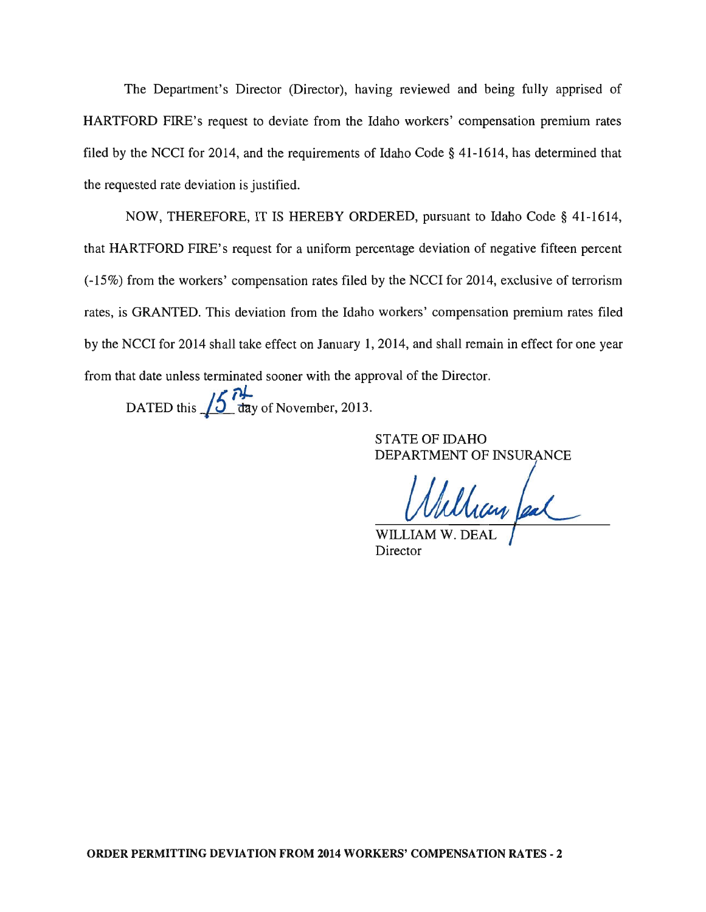The Department's Director (Director), having reviewed and being fully apprised of HARTFORD FIRE's request to deviate from the Idaho workers' compensation premium rates filed by the NCCI for 2014, and the requirements of Idaho Code § 41-1614, has determined that the requested rate deviation is justified.

NOW, THEREFORE, IT IS HEREBY ORDERED, pursuant to Idaho Code § 41-1614, that HARTFORD FIRE's request for a uniform percentage deviation of negative fifteen percent (-15%) from the workers' compensation rates filed by the NCCI for 2014, exclusive of terrorism rates, is GRANTED. This deviation from the Idaho workers' compensation premium rates filed by the NCCI for 2014 shall take effect on January 1, 2014, and shall remain in effect for one year from that date unless terminated sooner with the approval of the Director.

DATED this 15th day of November, 2013.

STATE OF IDAHO
DEPARTMENT OF INSURANCE

WILLIAM W. DEAL
Director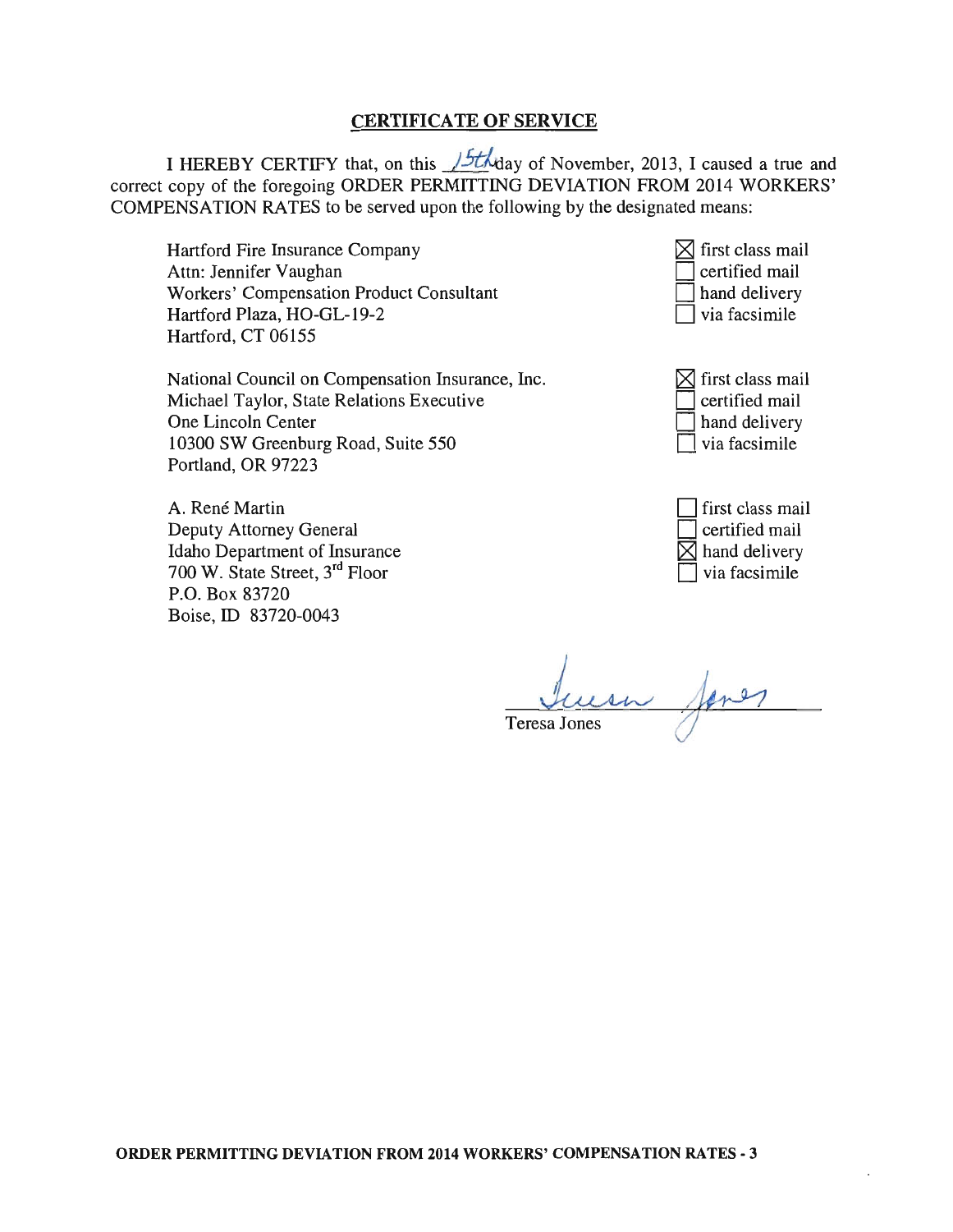## CERTIFICATE OF SERVICE

I HEREBY CERTIFY that, on this 15th day of November, 2013, I caused a true and correct copy of the foregoing ORDER PERMITTING DEVIATION FROM 2014 WORKERS' COMPENSATION RATES to be served upon the following by the designated means:

Hartford Fire Insurance Company
Attn: Jennifer Vaughan
Workers' Compensation Product Consultant
Hartford Plaza, HO-GL-19-2
Hartford, CT 06155

- [x] first class mail
- [ ] certified mail
- [ ] hand delivery
- [ ] via facsimile

National Council on Compensation Insurance, Inc.
Michael Taylor, State Relations Executive
One Lincoln Center
10300 SW Greenburg Road, Suite 550
Portland, OR 97223

- [x] first class mail
- [ ] certified mail
- [ ] hand delivery
- [ ] via facsimile

A. René Martin
Deputy Attorney General
Idaho Department of Insurance
700 W. State Street, 3rd Floor
P.O. Box 83720
Boise, ID 83720-0043

- [ ] first class mail
- [ ] certified mail
- [x] hand delivery
- [ ] via facsimile

Teresa Jones

**ORDER PERMITTING DEVIATION FROM 2014 WORKERS' COMPENSATION RATES - 3**